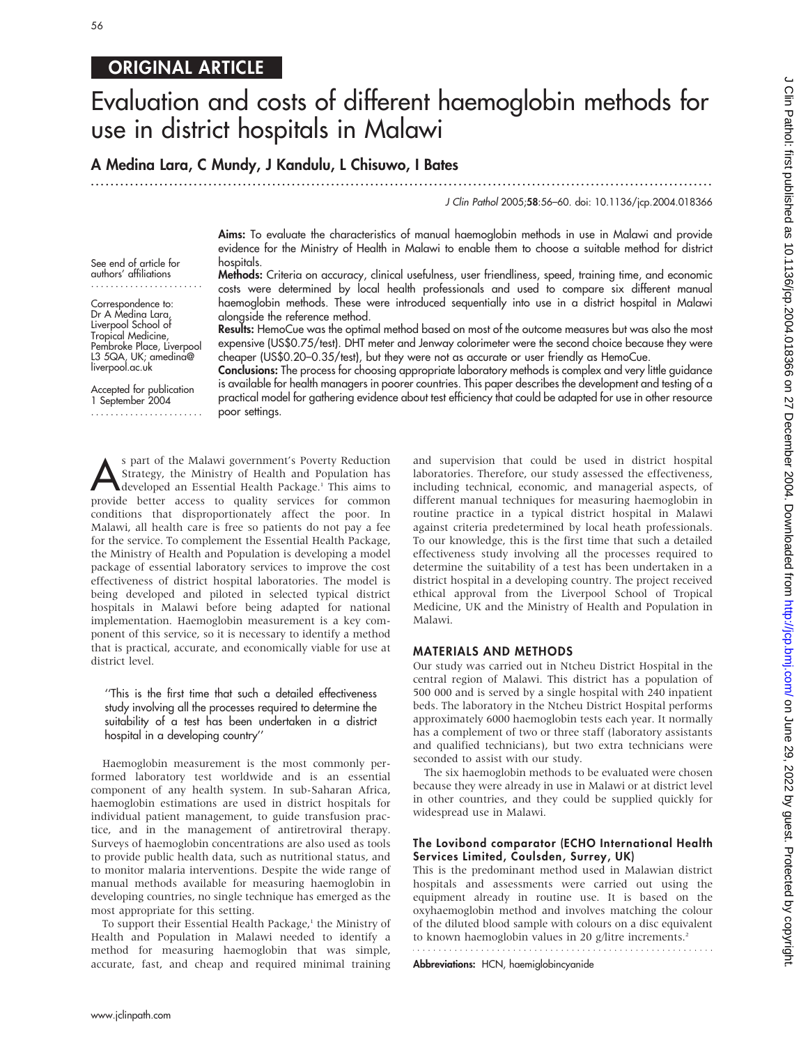ORIGINAL ARTICLE

# Evaluation and costs of different haemoglobin methods for use in district hospitals in Malawi

**A Medina Lara, C Mundy, J Kandulu, L Chisuwo, I Bates**

See end of article for authors' affiliations

Correspondence to: Dr A Medina Lara, Liverpool School of Tropical Medicine, Pembroke Place, Liverpool L3 5QA, UK; amedina@liverpool.ac.uk

Accepted for publication 1 September 2004

**Aims:** To evaluate the characteristics of manual haemoglobin methods in use in Malawi and provide evidence for the Ministry of Health in Malawi to enable them to choose a suitable method for district hospitals.

**Methods:** Criteria on accuracy, clinical usefulness, user friendliness, speed, training time, and economic costs were determined by local health professionals and used to compare six different manual haemoglobin methods. These were introduced sequentially into use in a district hospital in Malawi alongside the reference method.

**Results:** HemoCue was the optimal method based on most of the outcome measures but was also the most expensive (US\$0.75/test). DHT meter and Jenway colorimeter were the second choice because they were cheaper (US\$0.20–0.35/test), but they were not as accurate or user friendly as HemoCue.

**Conclusions:** The process for choosing appropriate laboratory methods is complex and very little guidance is available for health managers in poorer countries. This paper describes the development and testing of a practical model for gathering evidence about test efficiency that could be adapted for use in other resource poor settings.

As part of the Malawi government's Poverty Reduction Strategy, the Ministry of Health and Population has developed an Essential Health Package.[1] This aims to provide better access to quality services for common conditions that disproportionately affect the poor. In Malawi, all health care is free so patients do not pay a fee for the service. To complement the Essential Health Package, the Ministry of Health and Population is developing a model package of essential laboratory services to improve the cost effectiveness of district hospital laboratories. The model is being developed and piloted in selected typical district hospitals in Malawi before being adapted for national implementation. Haemoglobin measurement is a key component of this service, so it is necessary to identify a method that is practical, accurate, and economically viable for use at district level.

> "This is the first time that such a detailed effectiveness study involving all the processes required to determine the suitability of a test has been undertaken in a district hospital in a developing country"

Haemoglobin measurement is the most commonly performed laboratory test worldwide and is an essential component of any health system. In sub-Saharan Africa, haemoglobin estimations are used in district hospitals for individual patient management, to guide transfusion practice, and in the management of antiretroviral therapy. Surveys of haemoglobin concentrations are also used as tools to provide public health data, such as nutritional status, and to monitor malaria interventions. Despite the wide range of manual methods available for measuring haemoglobin in developing countries, no single technique has emerged as the most appropriate for this setting.

To support their Essential Health Package,[1] the Ministry of Health and Population in Malawi needed to identify a method for measuring haemoglobin that was simple, accurate, fast, and cheap and required minimal training and supervision that could be used in district hospital laboratories. Therefore, our study assessed the effectiveness, including technical, economic, and managerial aspects, of different manual techniques for measuring haemoglobin in routine practice in a typical district hospital in Malawi against criteria predetermined by local heath professionals. To our knowledge, this is the first time that such a detailed effectiveness study involving all the processes required to determine the suitability of a test has been undertaken in a district hospital in a developing country. The project received ethical approval from the Liverpool School of Tropical Medicine, UK and the Ministry of Health and Population in Malawi.

## MATERIALS AND METHODS

Our study was carried out in Ntcheu District Hospital in the central region of Malawi. This district has a population of 500 000 and is served by a single hospital with 240 inpatient beds. The laboratory in the Ntcheu District Hospital performs approximately 6000 haemoglobin tests each year. It normally has a complement of two or three staff (laboratory assistants and qualified technicians), but two extra technicians were seconded to assist with our study.

The six haemoglobin methods to be evaluated were chosen because they were already in use in Malawi or at district level in other countries, and they could be supplied quickly for widespread use in Malawi.

### The Lovibond comparator (ECHO International Health Services Limited, Coulsden, Surrey, UK)

This is the predominant method used in Malawian district hospitals and assessments were carried out using the equipment already in routine use. It is based on the oxyhaemoglobin method and involves matching the colour of the diluted blood sample with colours on a disc equivalent to known haemoglobin values in 20 g/litre increments.[2]

**Abbreviations:** HCN, haemiglobincyanide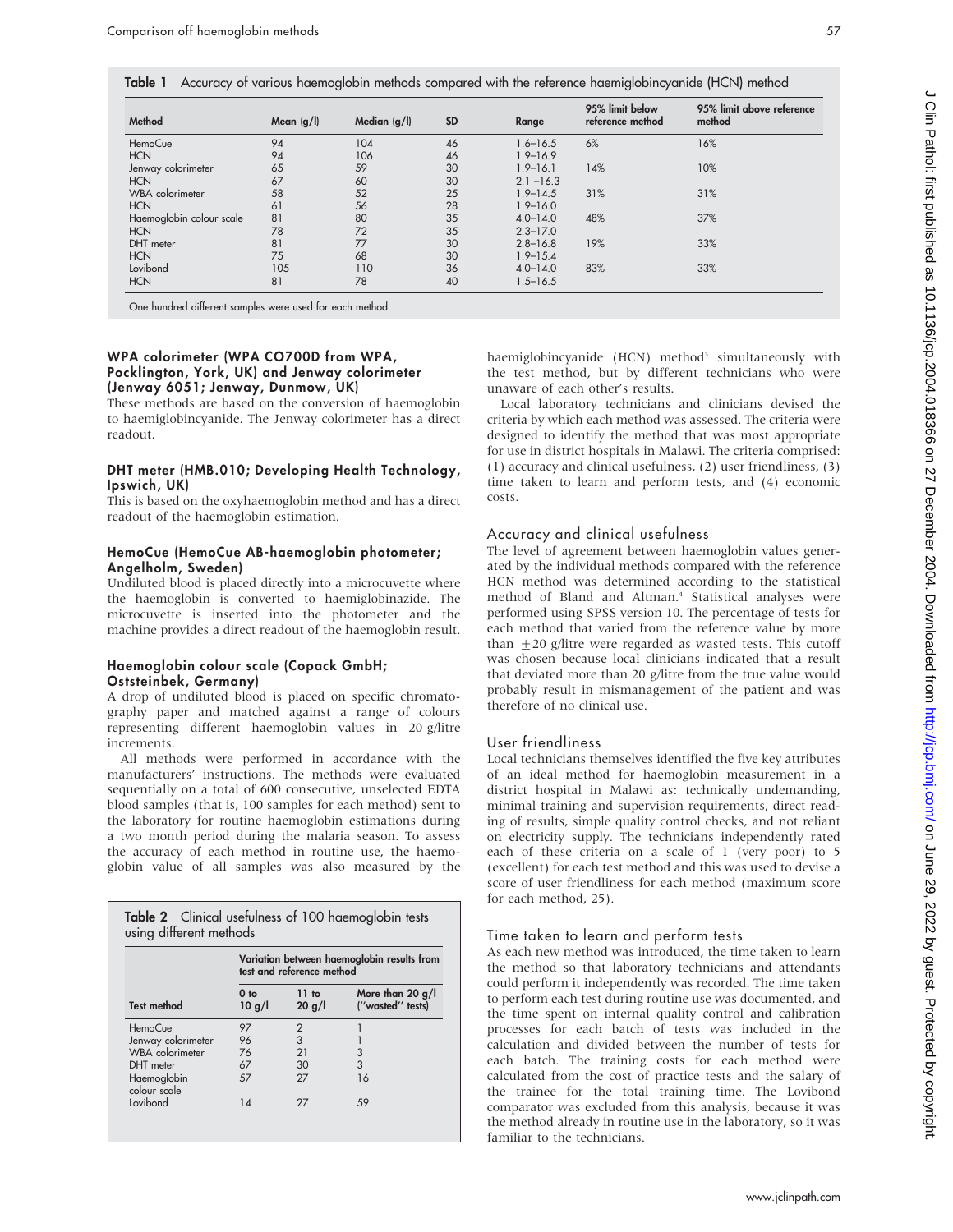**Table 1** Accuracy of various haemoglobin methods compared with the reference haemiglobincyanide (HCN) method

| Method | Mean (g/l) | Median (g/l) | SD | Range | 95% limit below reference method | 95% limit above reference method |
|---|---|---|---|---|---|---|
| HemoCue | 94 | 104 | 46 | 1.6–16.5 | 6% | 16% |
| HCN | 94 | 106 | 46 | 1.9–16.9 | | |
| Jenway colorimeter | 65 | 59 | 30 | 1.9–16.1 | 14% | 10% |
| HCN | 67 | 60 | 30 | 2.1 –16.3 | | |
| WBA colorimeter | 58 | 52 | 25 | 1.9–14.5 | 31% | 31% |
| HCN | 61 | 56 | 28 | 1.9–16.0 | | |
| Haemoglobin colour scale | 81 | 80 | 35 | 4.0–14.0 | 48% | 37% |
| HCN | 78 | 72 | 35 | 2.3–17.0 | | |
| DHT meter | 81 | 77 | 30 | 2.8–16.8 | 19% | 33% |
| HCN | 75 | 68 | 30 | 1.9–15.4 | | |
| Lovibond | 105 | 110 | 36 | 4.0–14.0 | 83% | 33% |
| HCN | 81 | 78 | 40 | 1.5–16.5 | | |

One hundred different samples were used for each method.

#### WPA colorimeter (WPA CO700D from WPA, Pocklington, York, UK) and Jenway colorimeter (Jenway 6051; Jenway, Dunmow, UK)

These methods are based on the conversion of haemoglobin to haemiglobincyanide. The Jenway colorimeter has a direct readout.

#### DHT meter (HMB.010; Developing Health Technology, Ipswich, UK)

This is based on the oxyhaemoglobin method and has a direct readout of the haemoglobin estimation.

#### HemoCue (HemoCue AB-haemoglobin photometer; Angelholm, Sweden)

Undiluted blood is placed directly into a microcuvette where the haemoglobin is converted to haemiglobinazide. The microcuvette is inserted into the photometer and the machine provides a direct readout of the haemoglobin result.

#### Haemoglobin colour scale (Copack GmbH; Oststeinbek, Germany)

A drop of undiluted blood is placed on specific chromatography paper and matched against a range of colours representing different haemoglobin values in 20 g/litre increments.

All methods were performed in accordance with the manufacturers' instructions. The methods were evaluated sequentially on a total of 600 consecutive, unselected EDTA blood samples (that is, 100 samples for each method) sent to the laboratory for routine haemoglobin estimations during a two month period during the malaria season. To assess the accuracy of each method in routine use, the haemoglobin value of all samples was also measured by the haemiglobincyanide (HCN) method[3] simultaneously with the test method, but by different technicians who were unaware of each other's results.

Local laboratory technicians and clinicians devised the criteria by which each method was assessed. The criteria were designed to identify the method that was most appropriate for use in district hospitals in Malawi. The criteria comprised: (1) accuracy and clinical usefulness, (2) user friendliness, (3) time taken to learn and perform tests, and (4) economic costs.

**Table 2** Clinical usefulness of 100 haemoglobin tests using different methods

| Test method | Variation between haemoglobin results from test and reference method: 0 to 10 g/l | 11 to 20 g/l | More than 20 g/l ("wasted" tests) |
|---|---|---|---|
| HemoCue | 97 | 2 | 1 |
| Jenway colorimeter | 96 | 3 | 1 |
| WBA colorimeter | 76 | 21 | 3 |
| DHT meter | 67 | 30 | 3 |
| Haemoglobin colour scale | 57 | 27 | 16 |
| Lovibond | 14 | 27 | 59 |

## Accuracy and clinical usefulness

The level of agreement between haemoglobin values generated by the individual methods compared with the reference HCN method was determined according to the statistical method of Bland and Altman.[4] Statistical analyses were performed using SPSS version 10. The percentage of tests for each method that varied from the reference value by more than $\pm$20 g/litre were regarded as wasted tests. This cutoff was chosen because local clinicians indicated that a result that deviated more than 20 g/litre from the true value would probably result in mismanagement of the patient and was therefore of no clinical use.

## User friendliness

Local technicians themselves identified the five key attributes of an ideal method for haemoglobin measurement in a district hospital in Malawi as: technically undemanding, minimal training and supervision requirements, direct reading of results, simple quality control checks, and not reliant on electricity supply. The technicians independently rated each of these criteria on a scale of 1 (very poor) to 5 (excellent) for each test method and this was used to devise a score of user friendliness for each method (maximum score for each method, 25).

## Time taken to learn and perform tests

As each new method was introduced, the time taken to learn the method so that laboratory technicians and attendants could perform it independently was recorded. The time taken to perform each test during routine use was documented, and the time spent on internal quality control and calibration processes for each batch of tests was included in the calculation and divided between the number of tests for each batch. The training costs for each method were calculated from the cost of practice tests and the salary of the trainee for the total training time. The Lovibond comparator was excluded from this analysis, because it was the method already in routine use in the laboratory, so it was familiar to the technicians.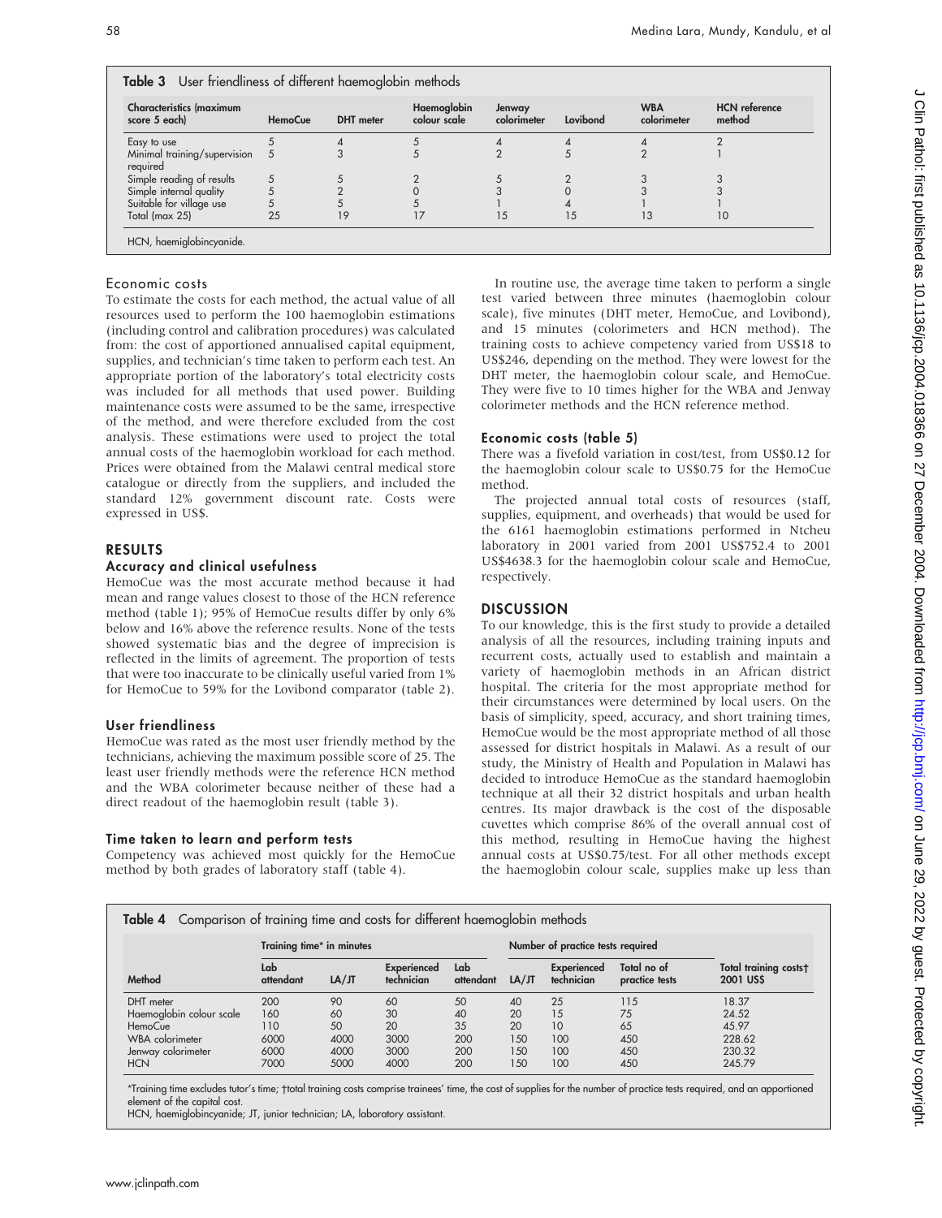**Table 3** User friendliness of different haemoglobin methods

| Characteristics (maximum score 5 each) | HemoCue | DHT meter | Haemoglobin colour scale | Jenway colorimeter | Lovibond | WBA colorimeter | HCN reference method |
|---|---|---|---|---|---|---|---|
| Easy to use | 5 | 4 | 5 | 4 | 4 | 4 | 2 |
| Minimal training/supervision required | 5 | 3 | 5 | 2 | 5 | 2 | 1 |
| Simple reading of results | 5 | 5 | 2 | 5 | 2 | 3 | 3 |
| Simple internal quality | 5 | 2 | 0 | 3 | 0 | 3 | 3 |
| Suitable for village use | 5 | 5 | 5 | 1 | 4 | 1 | 1 |
| Total (max 25) | 25 | 19 | 17 | 15 | 15 | 13 | 10 |

HCN, haemiglobincyanide.

### Economic costs

To estimate the costs for each method, the actual value of all resources used to perform the 100 haemoglobin estimations (including control and calibration procedures) was calculated from: the cost of apportioned annualised capital equipment, supplies, and technician's time taken to perform each test. An appropriate portion of the laboratory's total electricity costs was included for all methods that used power. Building maintenance costs were assumed to be the same, irrespective of the method, and were therefore excluded from the cost analysis. These estimations were used to project the total annual costs of the haemoglobin workload for each method. Prices were obtained from the Malawi central medical store catalogue or directly from the suppliers, and included the standard 12% government discount rate. Costs were expressed in US$.

## RESULTS

### Accuracy and clinical usefulness

HemoCue was the most accurate method because it had mean and range values closest to those of the HCN reference method (table 1); 95% of HemoCue results differ by only 6% below and 16% above the reference results. None of the tests showed systematic bias and the degree of imprecision is reflected in the limits of agreement. The proportion of tests that were too inaccurate to be clinically useful varied from 1% for HemoCue to 59% for the Lovibond comparator (table 2).

### User friendliness

HemoCue was rated as the most user friendly method by the technicians, achieving the maximum possible score of 25. The least user friendly methods were the reference HCN method and the WBA colorimeter because neither of these had a direct readout of the haemoglobin result (table 3).

### Time taken to learn and perform tests

Competency was achieved most quickly for the HemoCue method by both grades of laboratory staff (table 4).

In routine use, the average time taken to perform a single test varied between three minutes (haemoglobin colour scale), five minutes (DHT meter, HemoCue, and Lovibond), and 15 minutes (colorimeters and HCN method). The training costs to achieve competency varied from US$18 to US$246, depending on the method. They were lowest for the DHT meter, the haemoglobin colour scale, and HemoCue. They were five to 10 times higher for the WBA and Jenway colorimeter methods and the HCN reference method.

### Economic costs (table 5)

There was a fivefold variation in cost/test, from US$0.12 for the haemoglobin colour scale to US$0.75 for the HemoCue method.

The projected annual total costs of resources (staff, supplies, equipment, and overheads) that would be used for the 6161 haemoglobin estimations performed in Ntcheu laboratory in 2001 varied from 2001 US$752.4 to 2001 US$4638.3 for the haemoglobin colour scale and HemoCue, respectively.

## DISCUSSION

To our knowledge, this is the first study to provide a detailed analysis of all the resources, including training inputs and recurrent costs, actually used to establish and maintain a variety of haemoglobin methods in an African district hospital. The criteria for the most appropriate method for their circumstances were determined by local users. On the basis of simplicity, speed, accuracy, and short training times, HemoCue would be the most appropriate method of all those assessed for district hospitals in Malawi. As a result of our study, the Ministry of Health and Population in Malawi has decided to introduce HemoCue as the standard haemoglobin technique at all their 32 district hospitals and urban health centres. Its major drawback is the cost of the disposable cuvettes which comprise 86% of the overall annual cost of this method, resulting in HemoCue having the highest annual costs at US$0.75/test. For all other methods except the haemoglobin colour scale, supplies make up less than

**Table 4** Comparison of training time and costs for different haemoglobin methods

| | Training time* in minutes | | | Number of practice tests required | | | | |
|---|---|---|---|---|---|---|---|---|
| Method | Lab attendant | LA/JT | Experienced technician | Lab attendant | LA/JT | Experienced technician | Total no of practice tests | Total training costs† 2001 US$ |
| DHT meter | 200 | 90 | 60 | 50 | 40 | 25 | 115 | 18.37 |
| Haemoglobin colour scale | 160 | 60 | 30 | 40 | 20 | 15 | 75 | 24.52 |
| HemoCue | 110 | 50 | 20 | 35 | 20 | 10 | 65 | 45.97 |
| WBA colorimeter | 6000 | 4000 | 3000 | 200 | 150 | 100 | 450 | 228.62 |
| Jenway colorimeter | 6000 | 4000 | 3000 | 200 | 150 | 100 | 450 | 230.32 |
| HCN | 7000 | 5000 | 4000 | 200 | 150 | 100 | 450 | 245.79 |

*Training time excludes tutor's time; †total training costs comprise trainees' time, the cost of supplies for the number of practice tests required, and an apportioned element of the capital cost.
HCN, haemiglobincyanide; JT, junior technician; LA, laboratory assistant.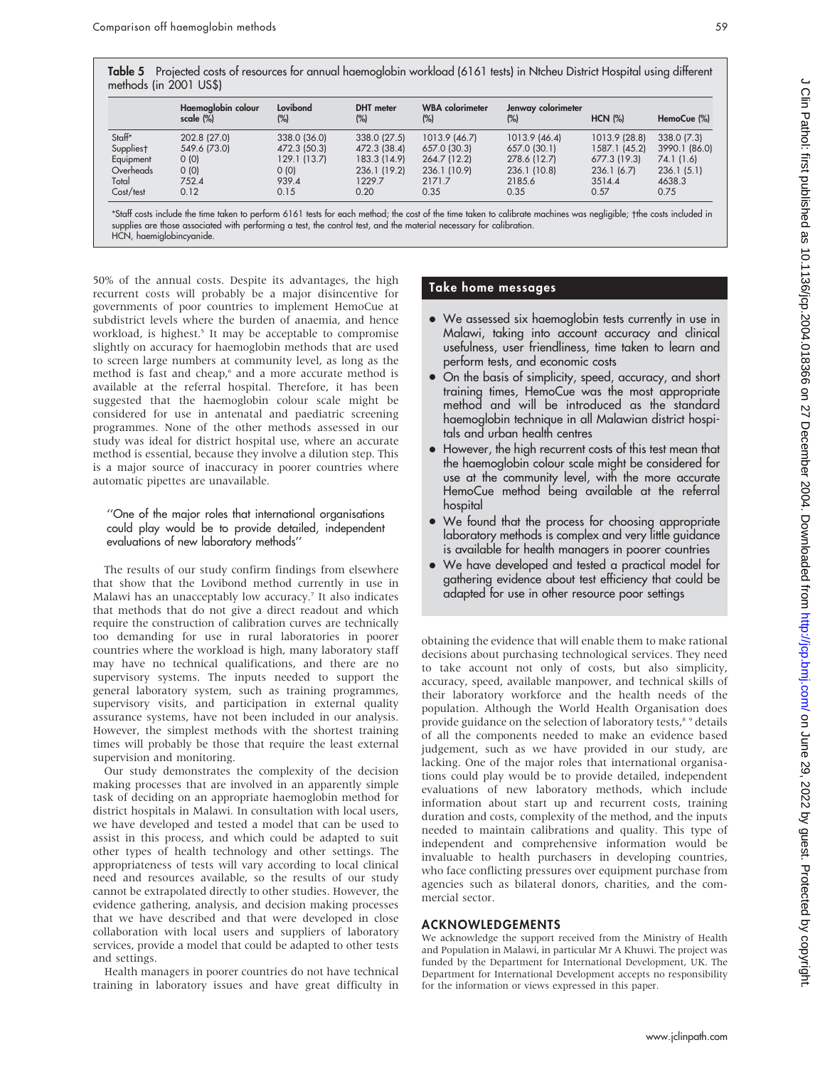**Table 5** Projected costs of resources for annual haemoglobin workload (6161 tests) in Ntcheu District Hospital using different methods (in 2001 US$)

| | Haemoglobin colour scale (%) | Lovibond (%) | DHT meter (%) | WBA colorimeter (%) | Jenway colorimeter (%) | HCN (%) | HemoCue (%) |
|---|---|---|---|---|---|---|---|
| Staff* | 202.8 (27.0) | 338.0 (36.0) | 338.0 (27.5) | 1013.9 (46.7) | 1013.9 (46.4) | 1013.9 (28.8) | 338.0 (7.3) |
| Supplies† | 549.6 (73.0) | 472.3 (50.3) | 472.3 (38.4) | 657.0 (30.3) | 657.0 (30.1) | 1587.1 (45.2) | 3990.1 (86.0) |
| Equipment | 0 (0) | 129.1 (13.7) | 183.3 (14.9) | 264.7 (12.2) | 278.6 (12.7) | 677.3 (19.3) | 74.1 (1.6) |
| Overheads | 0 (0) | 0 (0) | 236.1 (19.2) | 236.1 (10.9) | 236.1 (10.8) | 236.1 (6.7) | 236.1 (5.1) |
| Total | 752.4 | 939.4 | 1229.7 | 2171.7 | 2185.6 | 3514.4 | 4638.3 |
| Cost/test | 0.12 | 0.15 | 0.20 | 0.35 | 0.35 | 0.57 | 0.75 |

*Staff costs include the time taken to perform 6161 tests for each method; the cost of the time taken to calibrate machines was negligible; †the costs included in supplies are those associated with performing a test, the control test, and the material necessary for calibration.
HCN, haemiglobincyanide.

50% of the annual costs. Despite its advantages, the high recurrent costs will probably be a major disincentive for governments of poor countries to implement HemoCue at subdistrict levels where the burden of anaemia, and hence workload, is highest.[5] It may be acceptable to compromise slightly on accuracy for haemoglobin methods that are used to screen large numbers at community level, as long as the method is fast and cheap,[6] and a more accurate method is available at the referral hospital. Therefore, it has been suggested that the haemoglobin colour scale might be considered for use in antenatal and paediatric screening programmes. None of the other methods assessed in our study was ideal for district hospital use, where an accurate method is essential, because they involve a dilution step. This is a major source of inaccuracy in poorer countries where automatic pipettes are unavailable.

> "One of the major roles that international organisations could play would be to provide detailed, independent evaluations of new laboratory methods"

The results of our study confirm findings from elsewhere that show that the Lovibond method currently in use in Malawi has an unacceptably low accuracy.[7] It also indicates that methods that do not give a direct readout and which require the construction of calibration curves are technically too demanding for use in rural laboratories in poorer countries where the workload is high, many laboratory staff may have no technical qualifications, and there are no supervisory systems. The inputs needed to support the general laboratory system, such as training programmes, supervisory visits, and participation in external quality assurance systems, have not been included in our analysis. However, the simplest methods with the shortest training times will probably be those that require the least external supervision and monitoring.

Our study demonstrates the complexity of the decision making processes that are involved in an apparently simple task of deciding on an appropriate haemoglobin method for district hospitals in Malawi. In consultation with local users, we have developed and tested a model that can be used to assist in this process, and which could be adapted to suit other types of health technology and other settings. The appropriateness of tests will vary according to local clinical need and resources available, so the results of our study cannot be extrapolated directly to other studies. However, the evidence gathering, analysis, and decision making processes that we have described and that were developed in close collaboration with local users and suppliers of laboratory services, provide a model that could be adapted to other tests and settings.

Health managers in poorer countries do not have technical training in laboratory issues and have great difficulty in obtaining the evidence that will enable them to make rational decisions about purchasing technological services. They need to take account not only of costs, but also simplicity, accuracy, speed, available manpower, and technical skills of their laboratory workforce and the health needs of the population. Although the World Health Organisation does provide guidance on the selection of laboratory tests,[8,9] details of all the components needed to make an evidence based judgement, such as we have provided in our study, are lacking. One of the major roles that international organisations could play would be to provide detailed, independent evaluations of new laboratory methods, which include information about start up and recurrent costs, training duration and costs, complexity of the method, and the inputs needed to maintain calibrations and quality. This type of independent and comprehensive information would be invaluable to health purchasers in developing countries, who face conflicting pressures over equipment purchase from agencies such as bilateral donors, charities, and the commercial sector.

### Take home messages

- We assessed six haemoglobin tests currently in use in Malawi, taking into account accuracy and clinical usefulness, user friendliness, time taken to learn and perform tests, and economic costs
- On the basis of simplicity, speed, accuracy, and short training times, HemoCue was the most appropriate method and will be introduced as the standard haemoglobin technique in all Malawian district hospitals and urban health centres
- However, the high recurrent costs of this test mean that the haemoglobin colour scale might be considered for use at the community level, with the more accurate HemoCue method being available at the referral hospital
- We found that the process for choosing appropriate laboratory methods is complex and very little guidance is available for health managers in poorer countries
- We have developed and tested a practical model for gathering evidence about test efficiency that could be adapted for use in other resource poor settings

## ACKNOWLEDGEMENTS

We acknowledge the support received from the Ministry of Health and Population in Malawi, in particular Mr A Khuwi. The project was funded by the Department for International Development, UK. The Department for International Development accepts no responsibility for the information or views expressed in this paper.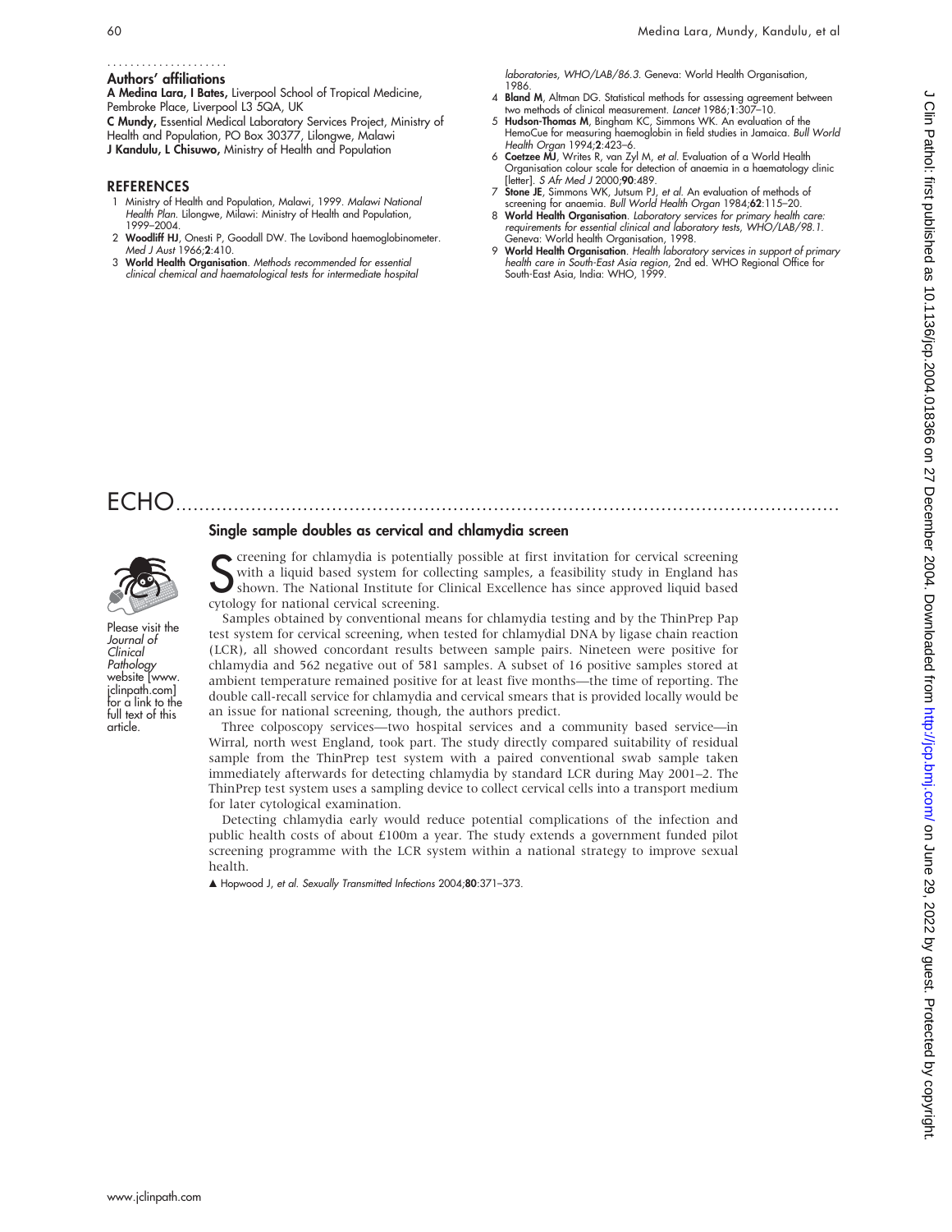### Authors' affiliations

**A Medina Lara, I Bates,** Liverpool School of Tropical Medicine, Pembroke Place, Liverpool L3 5QA, UK

**C Mundy,** Essential Medical Laboratory Services Project, Ministry of Health and Population, PO Box 30377, Lilongwe, Malawi

**J Kandulu, L Chisuwo,** Ministry of Health and Population

## REFERENCES

1. Ministry of Health and Population, Malawi, 1999. *Malawi National Health Plan.* Lilongwe, Milawi: Ministry of Health and Population, 1999–2004.
2. **Woodliff HJ**, Onesti P, Goodall DW. The Lovibond haemoglobinometer. *Med J Aust* 1966;**2**:410.
3. **World Health Organisation**. *Methods recommended for essential clinical chemical and haematological tests for intermediate hospital laboratories, WHO/LAB/86.3.* Geneva: World health Organisation, 1986.
4. **Bland M**, Altman DG. Statistical methods for assessing agreement between two methods of clinical measurement. *Lancet* 1986;**1**:307–10.
5. **Hudson-Thomas M**, Bingham KC, Simmons WK. An evaluation of the HemoCue for measuring haemoglobin in field studies in Jamaica. *Bull World Health Organ* 1994;**2**:423–6.
6. **Coetzee MJ**, Writes R, van Zyl M, *et al.* Evaluation of a World Health Organisation colour scale for detection of anaemia in a haematology clinic [letter]. *S Afr Med J* 2000;**90**:489.
7. **Stone JE**, Simmons WK, Jutsum PJ, *et al.* An evaluation of methods of screening for anaemia. *Bull World Health Organ* 1984;**62**:115–20.
8. **World Health Organisation**. *Laboratory services for primary health care: requirements for essential clinical and laboratory tests, WHO/LAB/98.1.* Geneva: World health Organisation, 1998.
9. **World Health Organisation**. *Health laboratory services in support of primary health care in South-East Asia region*, 2nd ed. WHO Regional Office for South-East Asia, India: WHO, 1999.

# ECHO

Please visit the *Journal of Clinical Pathology* website [www.jclinpath.com] for a link to the full text of this article.

## Single sample doubles as cervical and chlamydia screen

Screening for chlamydia is potentially possible at first invitation for cervical screening with a liquid based system for collecting samples, a feasibility study in England has shown. The National Institute for Clinical Excellence has since approved liquid based cytology for national cervical screening.

Samples obtained by conventional means for chlamydia testing and by the ThinPrep Pap test system for cervical screening, when tested for chlamydial DNA by ligase chain reaction (LCR), all showed concordant results between sample pairs. Nineteen were positive for chlamydia and 562 negative out of 581 samples. A subset of 16 positive samples stored at ambient temperature remained positive for at least five months—the time of reporting. The double call-recall service for chlamydia and cervical smears that is provided locally would be an issue for national screening, though, the authors predict.

Three colposcopy services—two hospital services and a community based service—in Wirral, north west England, took part. The study directly compared suitability of residual sample from the ThinPrep test system with a paired conventional swab sample taken immediately afterwards for detecting chlamydia by standard LCR during May 2001–2. The ThinPrep test system uses a sampling device to collect cervical cells into a transport medium for later cytological examination.

Detecting chlamydia early would reduce potential complications of the infection and public health costs of about £100m a year. The study extends a government funded pilot screening programme with the LCR system within a national strategy to improve sexual health.

▲ Hopwood J, *et al. Sexually Transmitted Infections* 2004;**80**:371–373.